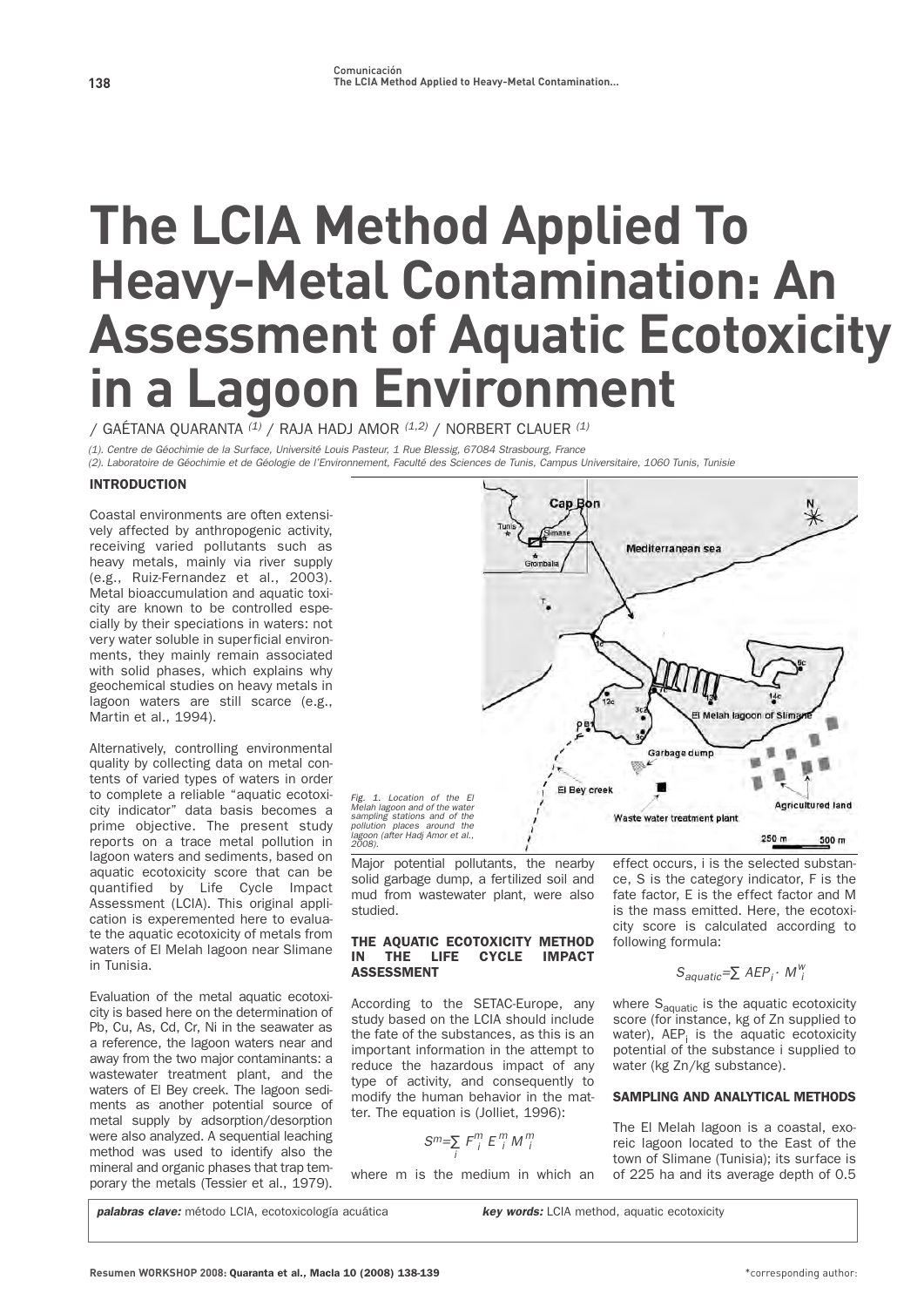# The LCIA Method Applied To Heavy-Metal Contamination: An Assessment of Aquatic Ecotoxicity in a Lagoon Environment

/ GAÉTANA QUARANTA [1] / RAJA HADJ AMOR [1,2] / NORBERT CLAUER [1]

*(1). Centre de Géochimie de la Surface, Université Louis Pasteur, 1 Rue Blessig, 67084 Strasbourg, France*
*(2). Laboratoire de Géochimie et de Géologie de l'Environnement, Faculté des Sciences de Tunis, Campus Universitaire, 1060 Tunis, Tunisie*

## INTRODUCTION

Coastal environments are often extensively affected by anthropogenic activity, receiving varied pollutants such as heavy metals, mainly via river supply (e.g., Ruiz-Fernandez et al., 2003). Metal bioaccumulation and aquatic toxicity are known to be controlled especially by their speciations in waters: not very water soluble in superficial environments, they mainly remain associated with solid phases, which explains why geochemical studies on heavy metals in lagoon waters are still scarce (e.g., Martin et al., 1994).

Alternatively, controlling environmental quality by collecting data on metal contents of varied types of waters in order to complete a reliable "aquatic ecotoxicity indicator" data basis becomes a prime objective. The present study reports on a trace metal pollution in lagoon waters and sediments, based on aquatic ecotoxicity score that can be quantified by Life Cycle Impact Assessment (LCIA). This original application is experemented here to evaluate the aquatic ecotoxicity of metals from waters of El Melah lagoon near Slimane in Tunisia.

Evaluation of the metal aquatic ecotoxicity is based here on the determination of Pb, Cu, As, Cd, Cr, Ni in the seawater as a reference, the lagoon waters near and away from the two major contaminants: a wastewater treatment plant, and the waters of El Bey creek. The lagoon sediments as another potential source of metal supply by adsorption/desorption were also analyzed. A sequential leaching method was used to identify also the mineral and organic phases that trap temporary the metals (Tessier et al., 1979). Major potential pollutants, the nearby solid garbage dump, a fertilized soil and mud from wastewater plant, were also studied.

*Fig. 1. Location of the El Melah lagoon and of the water sampling stations and of the pollution places around the lagoon (after Hadj Amor et al., 2008).*

## THE AQUATIC ECOTOXICITY METHOD IN THE LIFE CYCLE IMPACT ASSESSMENT

According to the SETAC-Europe, any study based on the LCIA should include the fate of the substances, as this is an important information in the attempt to reduce the hazardous impact of any type of activity, and consequently to modify the human behavior in the matter. The equation is (Jolliet, 1996):

$$S^m = \sum_i F_i^m \, E_i^m \, M_i^m$$

where m is the medium in which an effect occurs, i is the selected substance, S is the category indicator, F is the fate factor, E is the effect factor and M is the mass emitted. Here, the ecotoxicity score is calculated according to following formula:

$$S_{aquatic} = \sum AEP_i \cdot M_i^w$$

where $S_{aquatic}$ is the aquatic ecotoxicity score (for instance, kg of Zn supplied to water), $AEP_i$ is the aquatic ecotoxicity potential of the substance i supplied to water (kg Zn/kg substance).

## SAMPLING AND ANALYTICAL METHODS

The El Melah lagoon is a coastal, exoreic lagoon located to the East of the town of Slimane (Tunisia); its surface is of 225 ha and its average depth of 0.5

***palabras clave:*** método LCIA, ecotoxicología acuática

***key words:*** LCIA method, aquatic ecotoxicity

*corresponding author: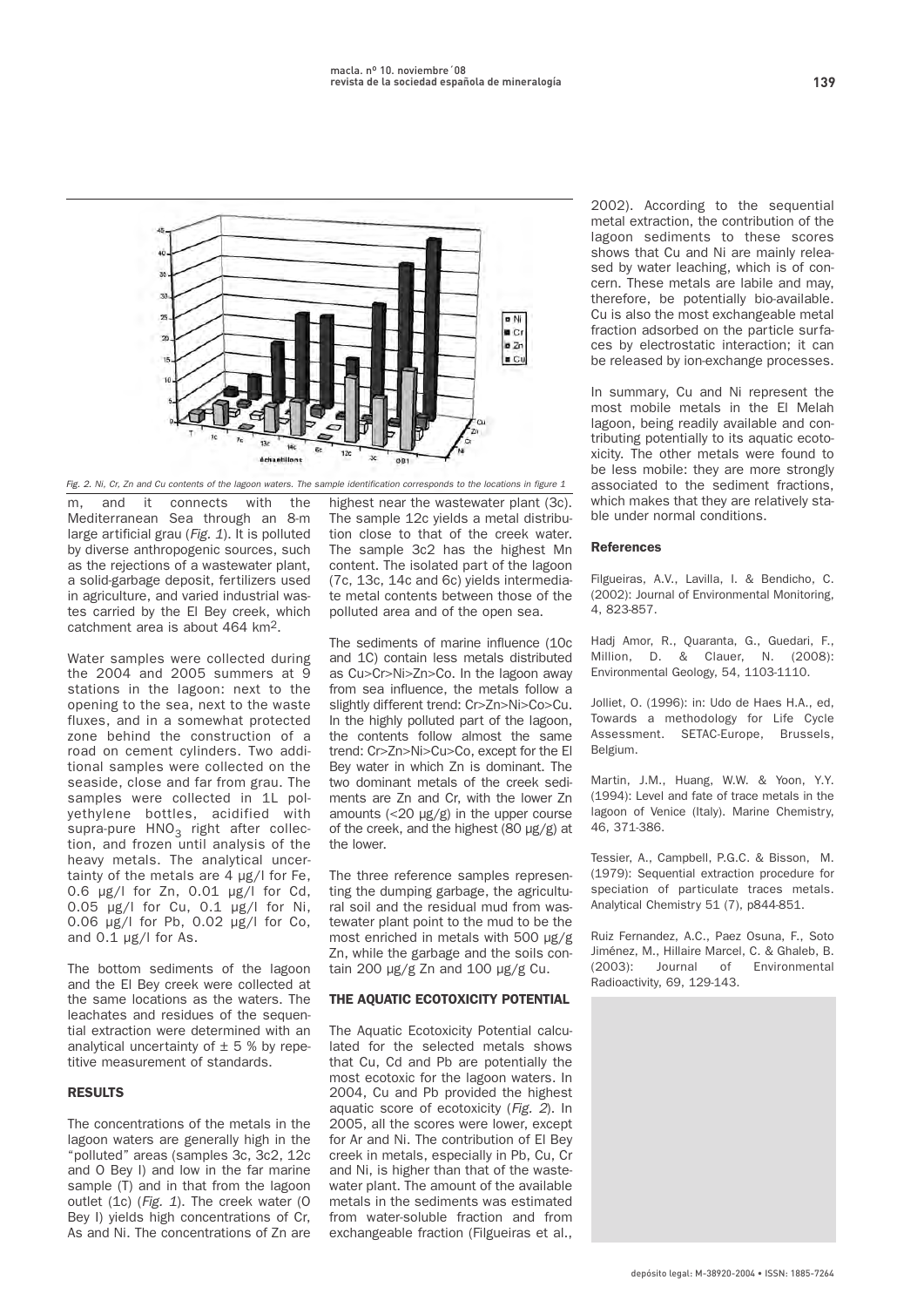45
40
35
30
25
20
15
10
5
0

Ni
Cr
Zn
Cu

T 1c 7c 13c 14c 6c 12c 3c OB1

échantillons

Cu
Zn
Cr
Ni

*Fig. 2. Ni, Cr, Zn and Cu contents of the lagoon waters. The sample identification corresponds to the locations in figure 1*

m, and it connects with the Mediterranean Sea through an 8-m large artificial grau (*Fig. 1*). It is polluted by diverse anthropogenic sources, such as the rejections of a wastewater plant, a solid-garbage deposit, fertilizers used in agriculture, and varied industrial wastes carried by the El Bey creek, which catchment area is about 464 km$^2$.

Water samples were collected during the 2004 and 2005 summers at 9 stations in the lagoon: next to the opening to the sea, next to the waste fluxes, and in a somewhat protected zone behind the construction of a road on cement cylinders. Two additional samples were collected on the seaside, close and far from grau. The samples were collected in 1L polyethylene bottles, acidified with supra-pure $HNO_3$ right after collection, and frozen until analysis of the heavy metals. The analytical uncertainty of the metals are 4 µg/l for Fe, 0.6 µg/l for Zn, 0.01 µg/l for Cd, 0.05 µg/l for Cu, 0.1 µg/l for Ni, 0.06 µg/l for Pb, 0.02 µg/l for Co, and 0.1 µg/l for As.

The bottom sediments of the lagoon and the El Bey creek were collected at the same locations as the waters. The leachates and residues of the sequential extraction were determined with an analytical uncertainty of ± 5 % by repetitive measurement of standards.

### RESULTS

The concentrations of the metals in the lagoon waters are generally high in the "polluted" areas (samples 3c, 3c2, 12c and O Bey I) and low in the far marine sample (T) and in that from the lagoon outlet (1c) (*Fig. 1*). The creek water (O Bey I) yields high concentrations of Cr, As and Ni. The concentrations of Zn are highest near the wastewater plant (3c). The sample 12c yields a metal distribution close to that of the creek water. The sample 3c2 has the highest Mn content. The isolated part of the lagoon (7c, 13c, 14c and 6c) yields intermediate metal contents between those of the polluted area and of the open sea.

The sediments of marine influence (10c and 1C) contain less metals distributed as Cu>Cr>Ni>Zn>Co. In the lagoon away from sea influence, the metals follow a slightly different trend: Cr>Zn>Ni>Co>Cu. In the highly polluted part of the lagoon, the contents follow almost the same trend: Cr>Zn>Ni>Cu>Co, except for the El Bey water in which Zn is dominant. The two dominant metals of the creek sediments are Zn and Cr, with the lower Zn amounts (<20 µg/g) in the upper course of the creek, and the highest (80 µg/g) at the lower.

The three reference samples representing the dumping garbage, the agricultural soil and the residual mud from wastewater plant point to the mud to be the most enriched in metals with 500 µg/g Zn, while the garbage and the soils contain 200 µg/g Zn and 100 µg/g Cu.

### THE AQUATIC ECOTOXICITY POTENTIAL

The Aquatic Ecotoxicity Potential calculated for the selected metals shows that Cu, Cd and Pb are potentially the most ecotoxic for the lagoon waters. In 2004, Cu and Pb provided the highest aquatic score of ecotoxicity (*Fig. 2*). In 2005, all the scores were lower, except for Ar and Ni. The contribution of El Bey creek in metals, especially in Pb, Cu, Cr and Ni, is higher than that of the wastewater plant. The amount of the available metals in the sediments was estimated from water-soluble fraction and from exchangeable fraction (Filgueiras et al., 2002). According to the sequential metal extraction, the contribution of the lagoon sediments to these scores shows that Cu and Ni are mainly released by water leaching, which is of concern. These metals are labile and may, therefore, be potentially bio-available. Cu is also the most exchangeable metal fraction adsorbed on the particle surfaces by electrostatic interaction; it can be released by ion-exchange processes.

In summary, Cu and Ni represent the most mobile metals in the El Melah lagoon, being readily available and contributing potentially to its aquatic ecotoxicity. The other metals were found to be less mobile: they are more strongly associated to the sediment fractions, which makes that they are relatively stable under normal conditions.

### References

Filgueiras, A.V., Lavilla, I. & Bendicho, C. (2002): Journal of Environmental Monitoring, 4, 823-857.

Hadj Amor, R., Quaranta, G., Guedari, F., Million, D. & Clauer, N. (2008): Environmental Geology, 54, 1103-1110.

Jolliet, O. (1996): in: Udo de Haes H.A., ed, Towards a methodology for Life Cycle Assessment. SETAC-Europe, Brussels, Belgium.

Martin, J.M., Huang, W.W. & Yoon, Y.Y. (1994): Level and fate of trace metals in the lagoon of Venice (Italy). Marine Chemistry, 46, 371-386.

Tessier, A., Campbell, P.G.C. & Bisson, M. (1979): Sequential extraction procedure for speciation of particulate traces metals. Analytical Chemistry 51 (7), p844-851.

Ruiz Fernandez, A.C., Paez Osuna, F., Soto Jiménez, M., Hillaire Marcel, C. & Ghaleb, B. (2003): Journal of Environmental Radioactivity, 69, 129-143.